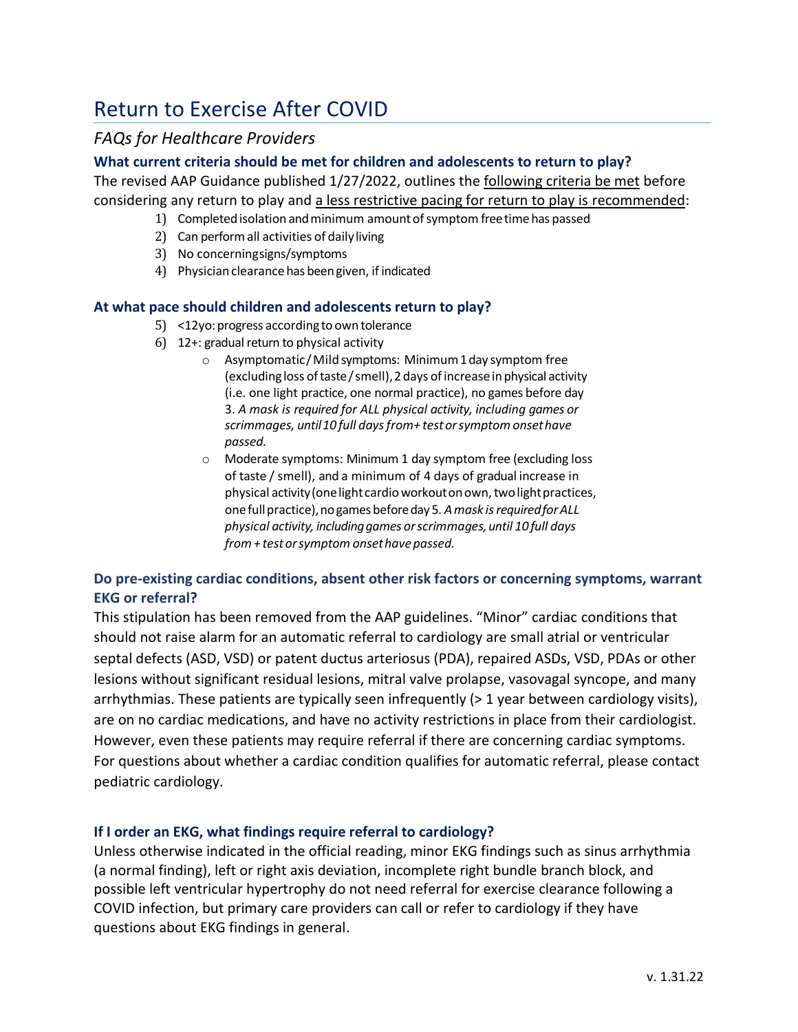# Return to Exercise After COVID

## *FAQs for Healthcare Providers*

### What current criteria should be met for children and adolescents to return to play?

The revised AAP Guidance published 1/27/2022, outlines the <u>following criteria be met</u> before considering any return to play and <u>a less restrictive pacing for return to play is recommended</u>:

1) Completed isolation and minimum amount of symptom free time has passed
2) Can perform all activities of daily living
3) No concerning signs/symptoms
4) Physician clearance has been given, if indicated

### At what pace should children and adolescents return to play?

5) <12yo: progress according to own tolerance
6) 12+: gradual return to physical activity
   - Asymptomatic / Mild symptoms: Minimum 1 day symptom free (excluding loss of taste / smell), 2 days of increase in physical activity (i.e. one light practice, one normal practice), no games before day 3. *A mask is required for ALL physical activity, including games or scrimmages, until 10 full days from + test or symptom onset have passed.*
   - Moderate symptoms: Minimum 1 day symptom free (excluding loss of taste / smell), and a minimum of 4 days of gradual increase in physical activity (one light cardio workout on own, two light practices, one full practice), no games before day 5. *A mask is required for ALL physical activity, including games or scrimmages, until 10 full days from + test or symptom onset have passed.*

### Do pre-existing cardiac conditions, absent other risk factors or concerning symptoms, warrant EKG or referral?

This stipulation has been removed from the AAP guidelines. "Minor" cardiac conditions that should not raise alarm for an automatic referral to cardiology are small atrial or ventricular septal defects (ASD, VSD) or patent ductus arteriosus (PDA), repaired ASDs, VSD, PDAs or other lesions without significant residual lesions, mitral valve prolapse, vasovagal syncope, and many arrhythmias. These patients are typically seen infrequently (> 1 year between cardiology visits), are on no cardiac medications, and have no activity restrictions in place from their cardiologist. However, even these patients may require referral if there are concerning cardiac symptoms. For questions about whether a cardiac condition qualifies for automatic referral, please contact pediatric cardiology.

### If I order an EKG, what findings require referral to cardiology?

Unless otherwise indicated in the official reading, minor EKG findings such as sinus arrhythmia (a normal finding), left or right axis deviation, incomplete right bundle branch block, and possible left ventricular hypertrophy do not need referral for exercise clearance following a COVID infection, but primary care providers can call or refer to cardiology if they have questions about EKG findings in general.

v. 1.31.22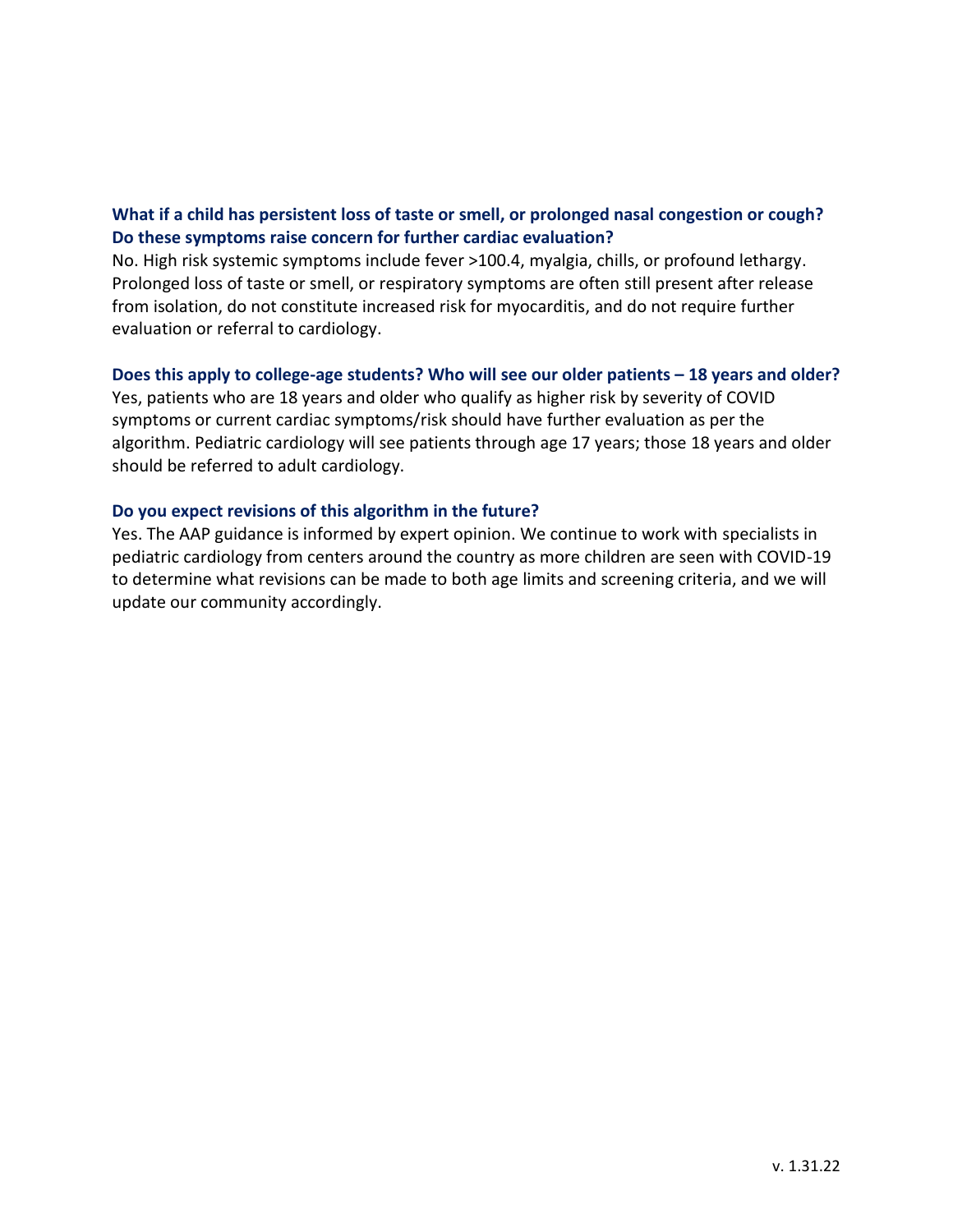**What if a child has persistent loss of taste or smell, or prolonged nasal congestion or cough? Do these symptoms raise concern for further cardiac evaluation?**

No. High risk systemic symptoms include fever >100.4, myalgia, chills, or profound lethargy. Prolonged loss of taste or smell, or respiratory symptoms are often still present after release from isolation, do not constitute increased risk for myocarditis, and do not require further evaluation or referral to cardiology.

**Does this apply to college-age students? Who will see our older patients – 18 years and older?**

Yes, patients who are 18 years and older who qualify as higher risk by severity of COVID symptoms or current cardiac symptoms/risk should have further evaluation as per the algorithm. Pediatric cardiology will see patients through age 17 years; those 18 years and older should be referred to adult cardiology.

**Do you expect revisions of this algorithm in the future?**

Yes. The AAP guidance is informed by expert opinion. We continue to work with specialists in pediatric cardiology from centers around the country as more children are seen with COVID-19 to determine what revisions can be made to both age limits and screening criteria, and we will update our community accordingly.

v. 1.31.22